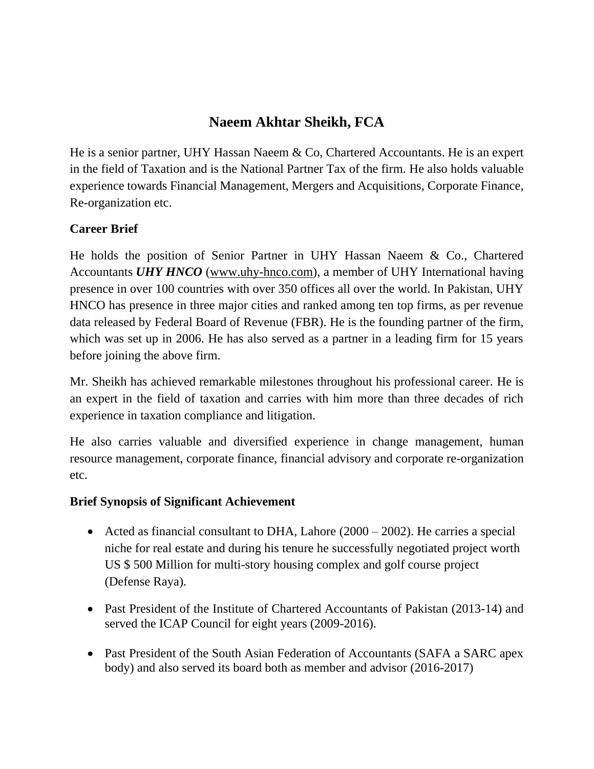# Naeem Akhtar Sheikh, FCA

He is a senior partner, UHY Hassan Naeem & Co, Chartered Accountants. He is an expert in the field of Taxation and is the National Partner Tax of the firm. He also holds valuable experience towards Financial Management, Mergers and Acquisitions, Corporate Finance, Re-organization etc.

**Career Brief**

He holds the position of Senior Partner in UHY Hassan Naeem & Co., Chartered Accountants ***UHY HNCO*** (www.uhy-hnco.com), a member of UHY International having presence in over 100 countries with over 350 offices all over the world. In Pakistan, UHY HNCO has presence in three major cities and ranked among ten top firms, as per revenue data released by Federal Board of Revenue (FBR). He is the founding partner of the firm, which was set up in 2006. He has also served as a partner in a leading firm for 15 years before joining the above firm.

Mr. Sheikh has achieved remarkable milestones throughout his professional career. He is an expert in the field of taxation and carries with him more than three decades of rich experience in taxation compliance and litigation.

He also carries valuable and diversified experience in change management, human resource management, corporate finance, financial advisory and corporate re-organization etc.

**Brief Synopsis of Significant Achievement**

- Acted as financial consultant to DHA, Lahore (2000 – 2002). He carries a special niche for real estate and during his tenure he successfully negotiated project worth US $ 500 Million for multi-story housing complex and golf course project (Defense Raya).

- Past President of the Institute of Chartered Accountants of Pakistan (2013-14) and served the ICAP Council for eight years (2009-2016).

- Past President of the South Asian Federation of Accountants (SAFA a SARC apex body) and also served its board both as member and advisor (2016-2017)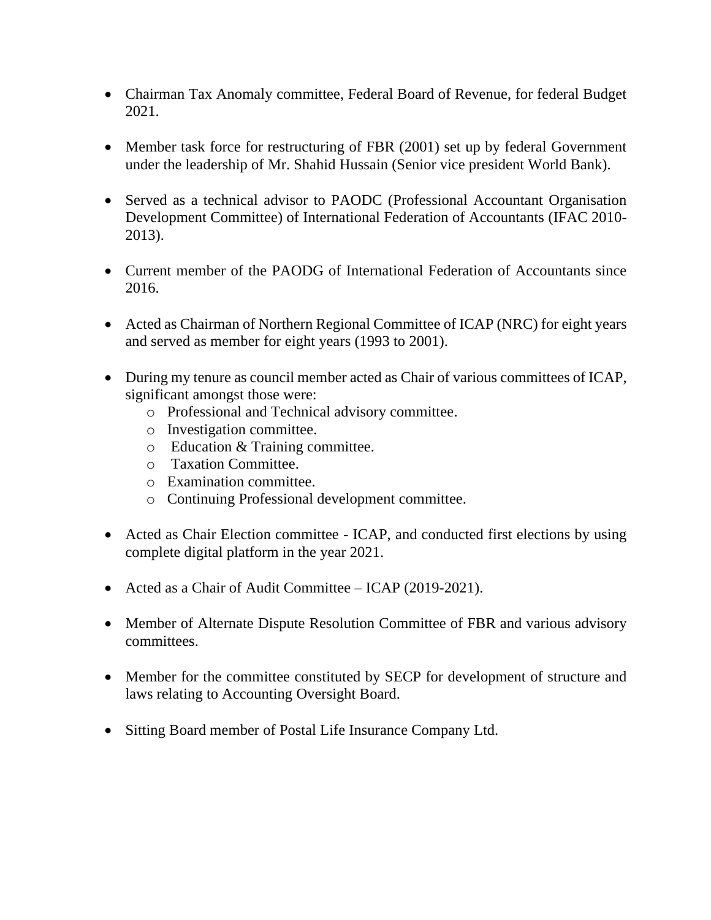- Chairman Tax Anomaly committee, Federal Board of Revenue, for federal Budget 2021.

- Member task force for restructuring of FBR (2001) set up by federal Government under the leadership of Mr. Shahid Hussain (Senior vice president World Bank).

- Served as a technical advisor to PAODC (Professional Accountant Organisation Development Committee) of International Federation of Accountants (IFAC 2010-2013).

- Current member of the PAODG of International Federation of Accountants since 2016.

- Acted as Chairman of Northern Regional Committee of ICAP (NRC) for eight years and served as member for eight years (1993 to 2001).

- During my tenure as council member acted as Chair of various committees of ICAP, significant amongst those were:
  - Professional and Technical advisory committee.
  - Investigation committee.
  - Education & Training committee.
  - Taxation Committee.
  - Examination committee.
  - Continuing Professional development committee.

- Acted as Chair Election committee - ICAP, and conducted first elections by using complete digital platform in the year 2021.

- Acted as a Chair of Audit Committee – ICAP (2019-2021).

- Member of Alternate Dispute Resolution Committee of FBR and various advisory committees.

- Member for the committee constituted by SECP for development of structure and laws relating to Accounting Oversight Board.

- Sitting Board member of Postal Life Insurance Company Ltd.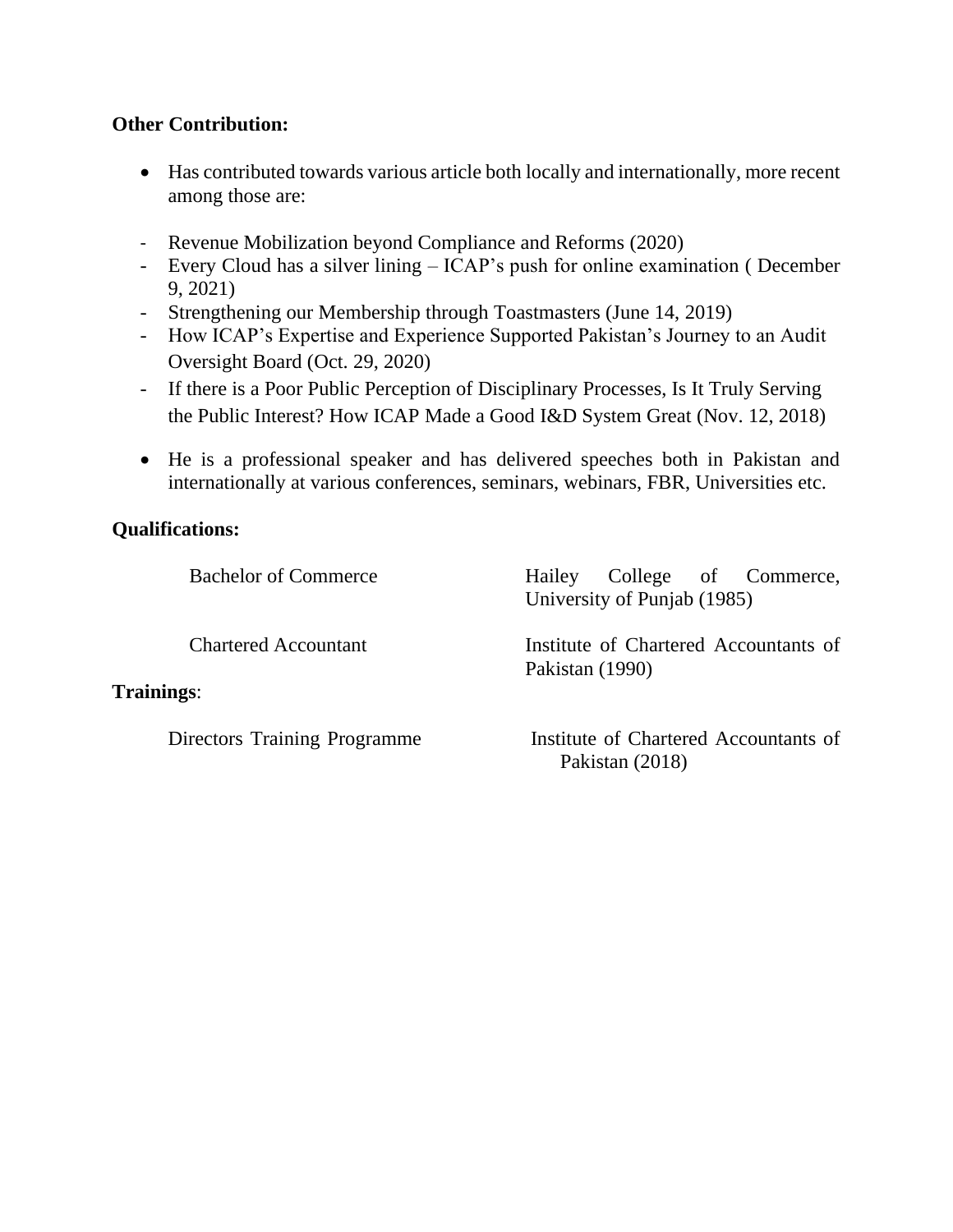**Other Contribution:**

- Has contributed towards various article both locally and internationally, more recent among those are:

  - Revenue Mobilization beyond Compliance and Reforms (2020)
  - Every Cloud has a silver lining – ICAP's push for online examination ( December 9, 2021)
  - Strengthening our Membership through Toastmasters (June 14, 2019)
  - How ICAP's Expertise and Experience Supported Pakistan's Journey to an Audit Oversight Board (Oct. 29, 2020)
  - If there is a Poor Public Perception of Disciplinary Processes, Is It Truly Serving the Public Interest? How ICAP Made a Good I&D System Great (Nov. 12, 2018)

- He is a professional speaker and has delivered speeches both in Pakistan and internationally at various conferences, seminars, webinars, FBR, Universities etc.

**Qualifications:**

| | |
|---|---|
| Bachelor of Commerce | Hailey College of Commerce, University of Punjab (1985) |
| Chartered Accountant | Institute of Chartered Accountants of Pakistan (1990) |

**Trainings**:

| | |
|---|---|
| Directors Training Programme | Institute of Chartered Accountants of Pakistan (2018) |